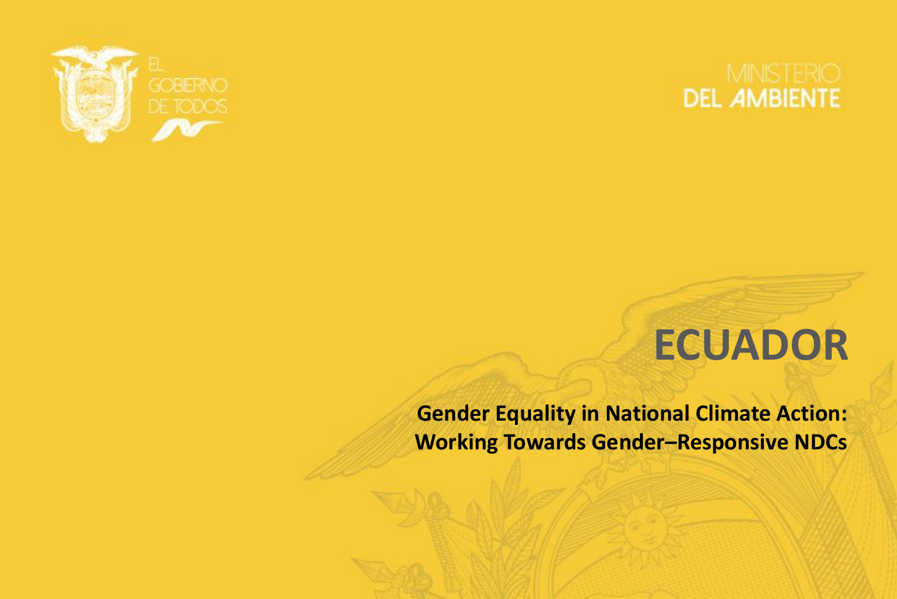EL GOBIERNO DE TODOS

MINISTERIO DEL AMBIENTE

# ECUADOR

**Gender Equality in National Climate Action: Working Towards Gender–Responsive NDCs**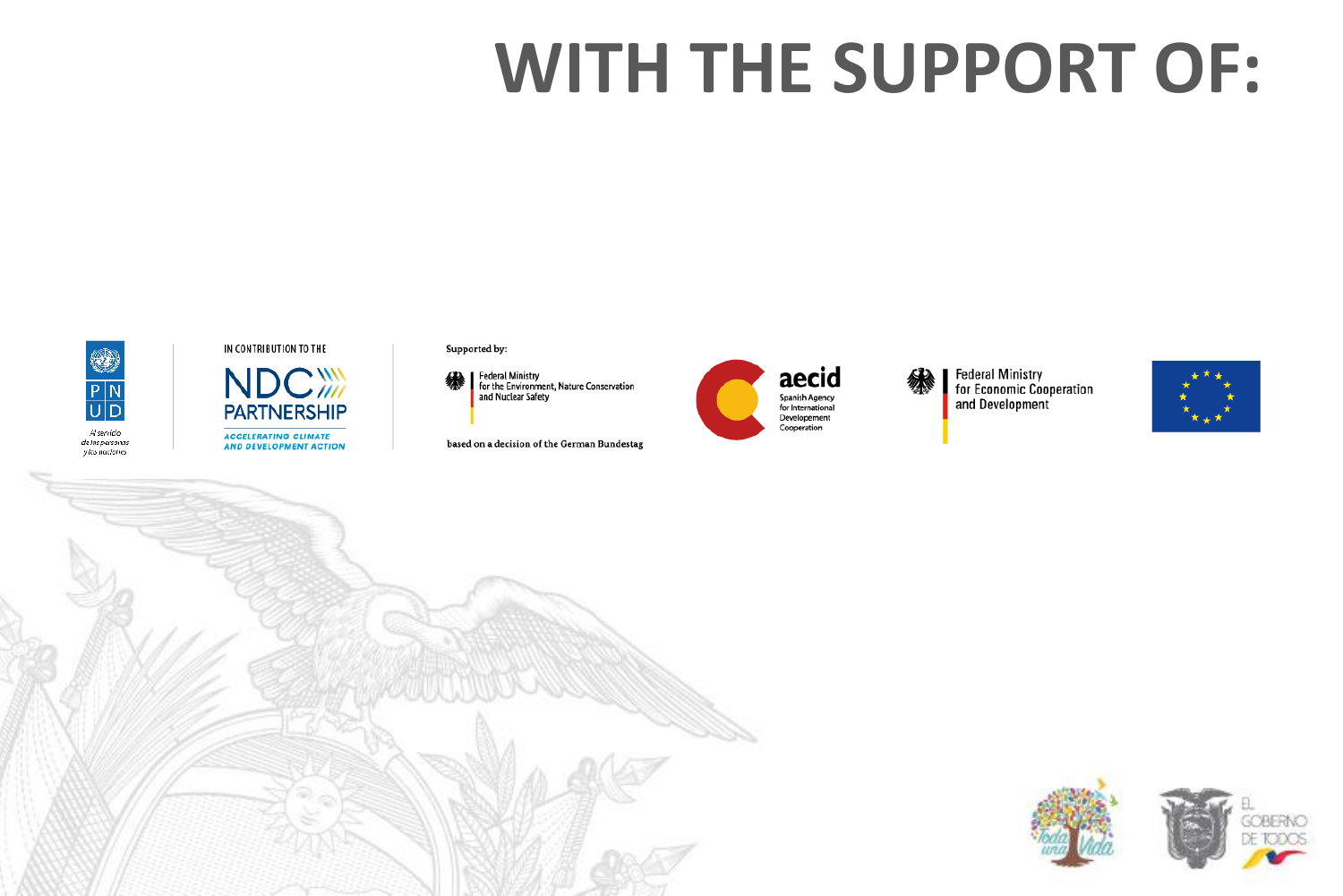# WITH THE SUPPORT OF:

Al servicio de las personas y las naciones

IN CONTRIBUTION TO THE

NDC PARTNERSHIP

ACCELERATING CLIMATE AND DEVELOPMENT ACTION

Supported by:

Federal Ministry for the Environment, Nature Conservation and Nuclear Safety

based on a decision of the German Bundestag

aecid

Spanish Agency for International Developement Cooperation

Federal Ministry for Economic Cooperation and Development

Toda una Vida

EL GOBIERNO DE TODOS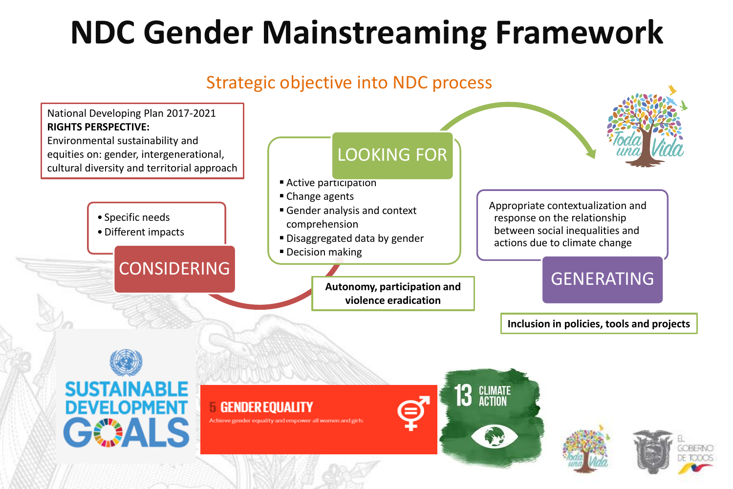# NDC Gender Mainstreaming Framework

## Strategic objective into NDC process

National Developing Plan 2017-2021
**RIGHTS PERSPECTIVE:**
Environmental sustainability and equities on: gender, intergenerational, cultural diversity and territorial approach

### CONSIDERING

- Specific needs
- Different impacts

### LOOKING FOR

- Active participation
- Change agents
- Gender analysis and context comprehension
- Disaggregated data by gender
- Decision making

**Autonomy, participation and violence eradication**

### GENERATING

Appropriate contextualization and response on the relationship between social inequalities and actions due to climate change

**Inclusion in policies, tools and projects**

Toda una Vida

SUSTAINABLE DEVELOPMENT GOALS

5 GENDER EQUALITY
Achieve gender equality and empower all women and girls

13 CLIMATE ACTION

Toda una Vida

EL GOBIERNO DE TODOS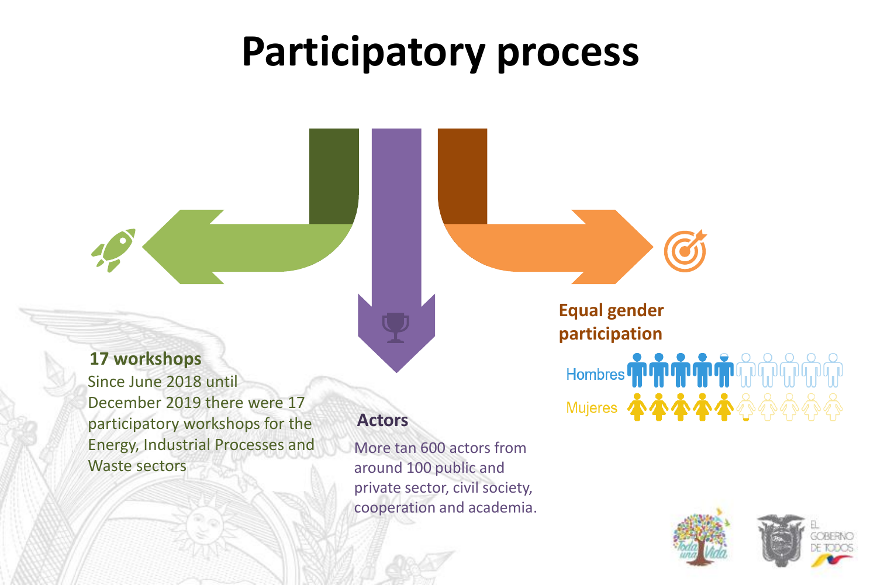# Participatory process

### 17 workshops

Since June 2018 until December 2019 there were 17 participatory workshops for the Energy, Industrial Processes and Waste sectors

### Actors

More tan 600 actors from around 100 public and private sector, civil society, cooperation and academia.

### Equal gender participation

Hombres

Mujeres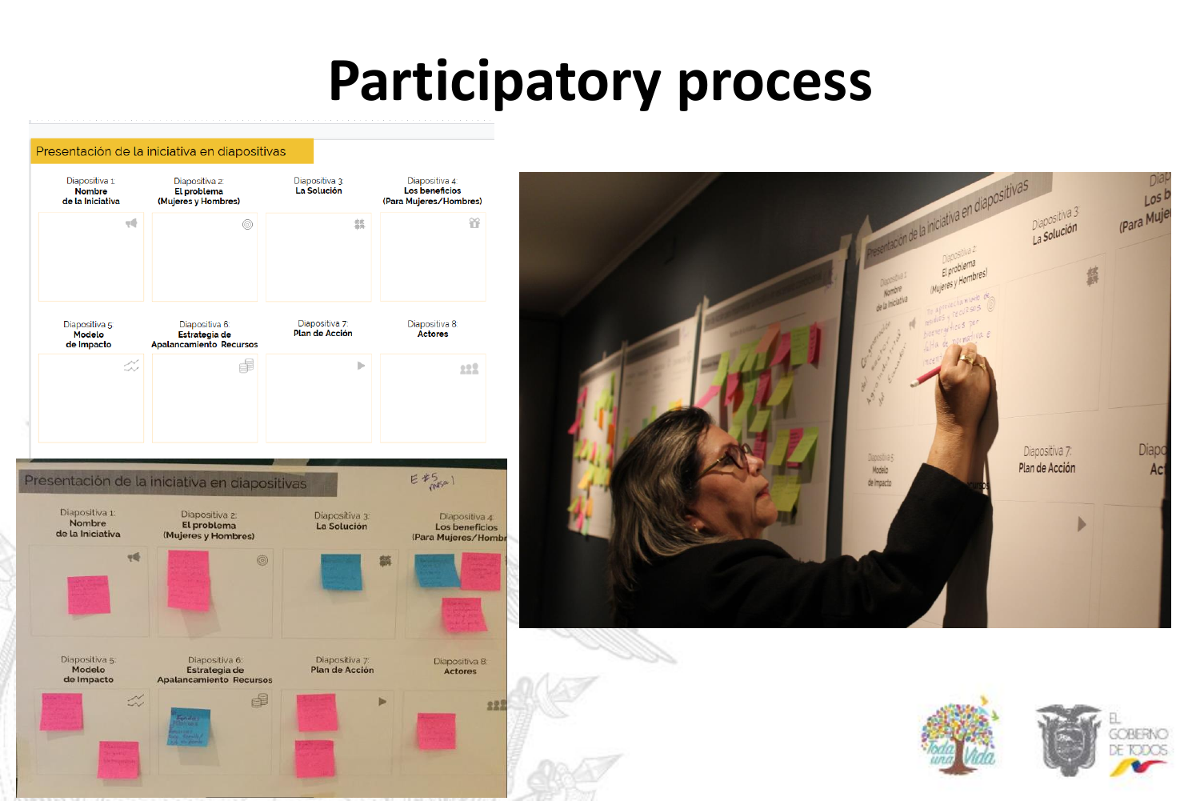# Participatory process

## Presentación de la iniciativa en diapositivas

| Diapositiva 1: **Nombre de la Iniciativa** | Diapositiva 2: **El problema (Mujeres y Hombres)** | Diapositiva 3: **La Solución** | Diapositiva 4: **Los beneficios (Para Mujeres/Hombres)** |
| --- | --- | --- | --- |
| Diapositiva 5: **Modelo de Impacto** | Diapositiva 6: **Estrategia de Apalancamiento Recursos** | Diapositiva 7: **Plan de Acción** | Diapositiva 8: **Actores** |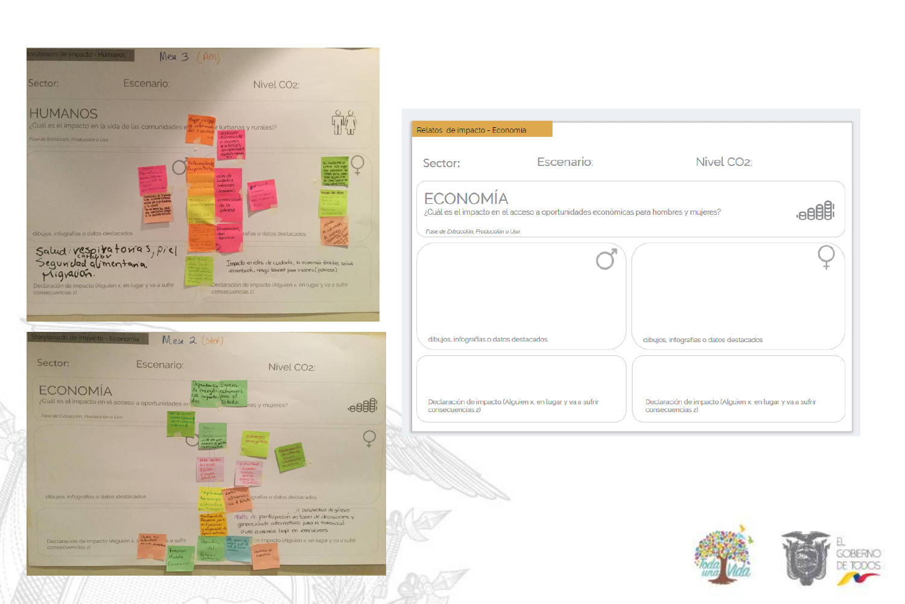Storyboards de impacto - Humanos

Mesa 3 (Am)

Sector: Escenario: Nivel $CO_2$:

## HUMANOS

¿Cuál es el impacto en la vida de las comunidades (urbanas y rurales)?

*Fase de Extracción, Producción o Uso*

dibujos, infografías o datos destacados

Salud: respiratorias, piel
Segundad alimentaria.
Migración.

Declaración de impacto (Alguien x, en lugar y va a sufrir consecuencias z)

Impacto en roles de cuidado, la economía familiar, salud alimentación, riesgo laboral para mujeres (pobreza)

Declaración de impacto (Alguien x, en lugar y va a sufrir consecuencias z)

Storyboards de impacto - Economía

Mesa 2 (Stef)

Sector: Escenario: Nivel $CO_2$:

## ECONOMÍA

¿Cuál es el impacto en el acceso a oportunidades económicas para hombres y mujeres?

*Fase de Extracción, Producción o Uso*

dibujos, infografías o datos destacados

Falta de participación en toma de decisiones y generación de alternativas para la transición a una economía baja en emisiones

Declaración de impacto (Alguien x, en lugar y va a sufrir consecuencias z)

Relatos de impacto - Economía

Sector: Escenario: Nivel $CO_2$:

## ECONOMÍA

¿Cuál es el impacto en el acceso a oportunidades económicas para hombres y mujeres?

*Fase de Extracción, Producción o Uso*

dibujos, infografías o datos destacados

dibujos, infografías o datos destacados

Declaración de impacto (Alguien x, en lugar y va a sufrir consecuencias z)

Declaración de impacto (Alguien x, en lugar y va a sufrir consecuencias z)

Toda una Vida

EL GOBIERNO DE TODOS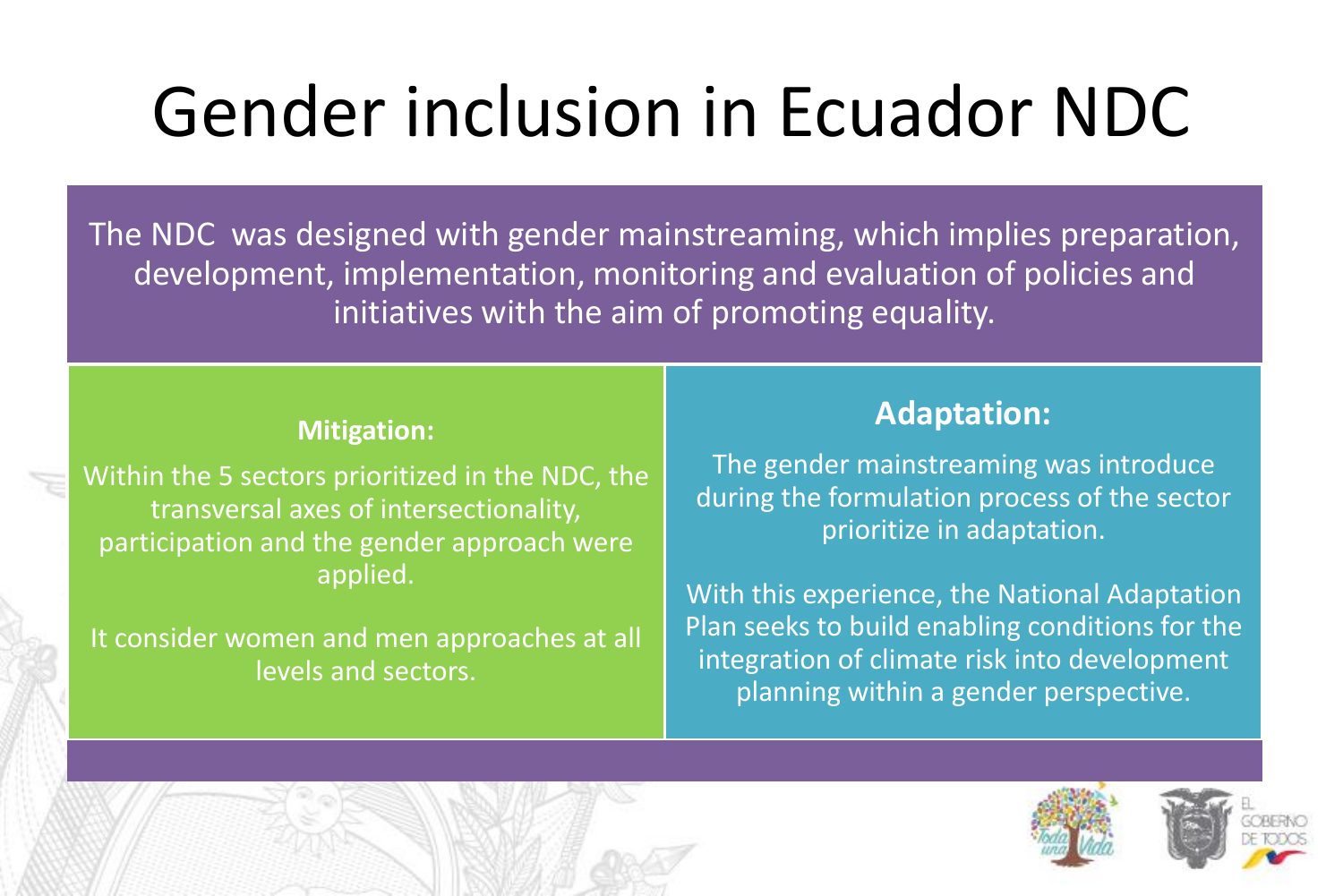# Gender inclusion in Ecuador NDC

The NDC was designed with gender mainstreaming, which implies preparation, development, implementation, monitoring and evaluation of policies and initiatives with the aim of promoting equality.

**Mitigation:**

Within the 5 sectors prioritized in the NDC, the transversal axes of intersectionality, participation and the gender approach were applied.

It consider women and men approaches at all levels and sectors.

## Adaptation:

The gender mainstreaming was introduce during the formulation process of the sector prioritize in adaptation.

With this experience, the National Adaptation Plan seeks to build enabling conditions for the integration of climate risk into development planning within a gender perspective.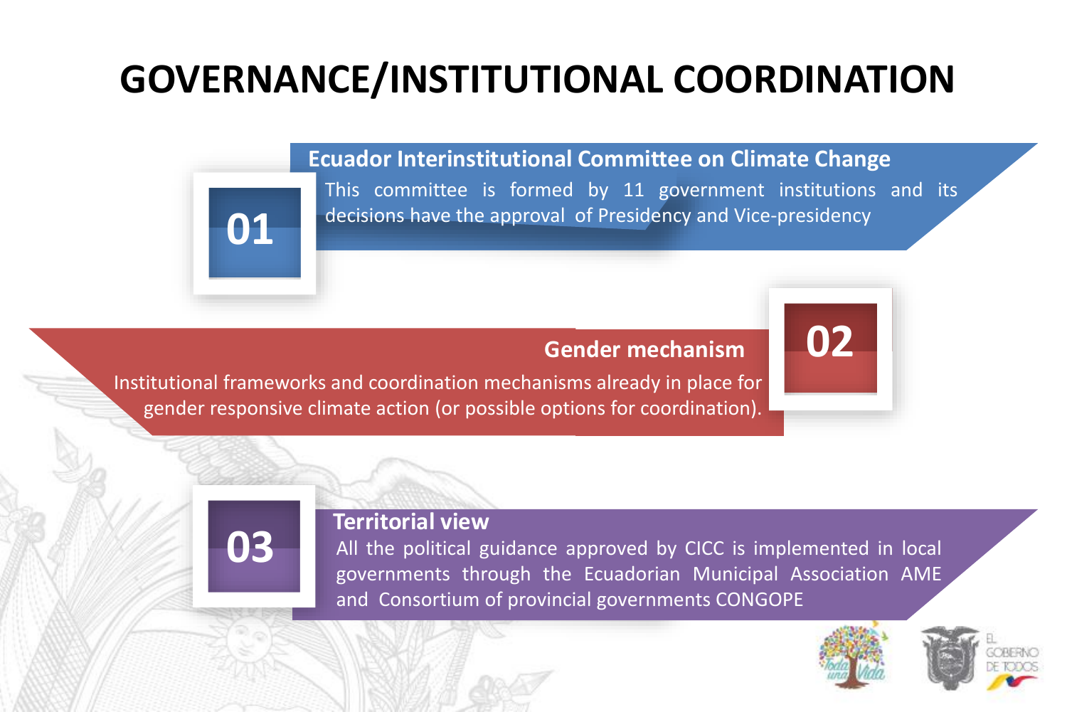# GOVERNANCE/INSTITUTIONAL COORDINATION

## 01 Ecuador Interinstitutional Committee on Climate Change

This committee is formed by 11 government institutions and its decisions have the approval of Presidency and Vice-presidency

## 02 Gender mechanism

Institutional frameworks and coordination mechanisms already in place for gender responsive climate action (or possible options for coordination).

## 03 Territorial view

All the political guidance approved by CICC is implemented in local governments through the Ecuadorian Municipal Association AME and Consortium of provincial governments CONGOPE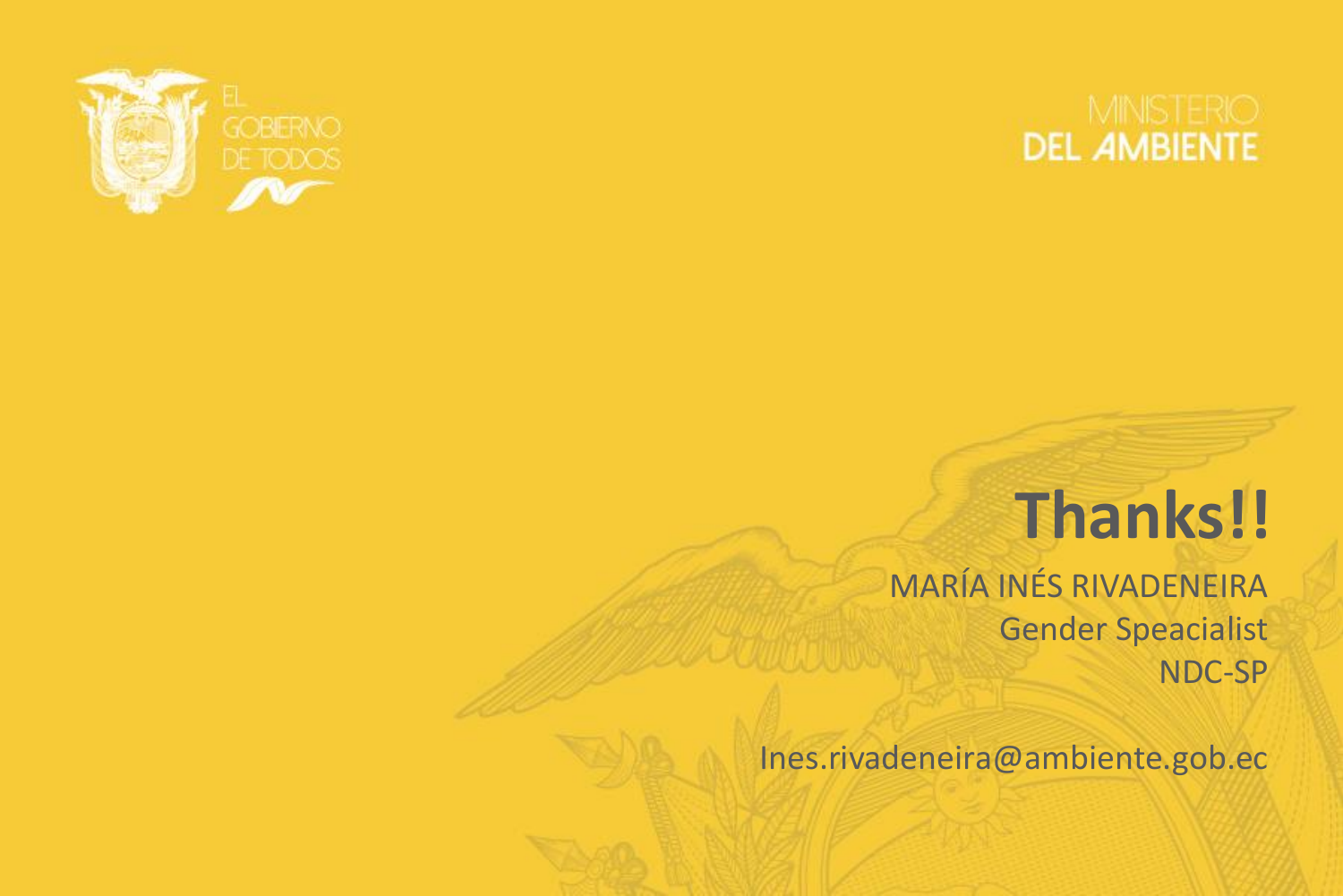EL GOBIERNO DE TODOS

MINISTERIO DEL AMBIENTE

# Thanks!!

MARÍA INÉS RIVADENEIRA
Gender Speacialist
NDC-SP

Ines.rivadeneira@ambiente.gob.ec